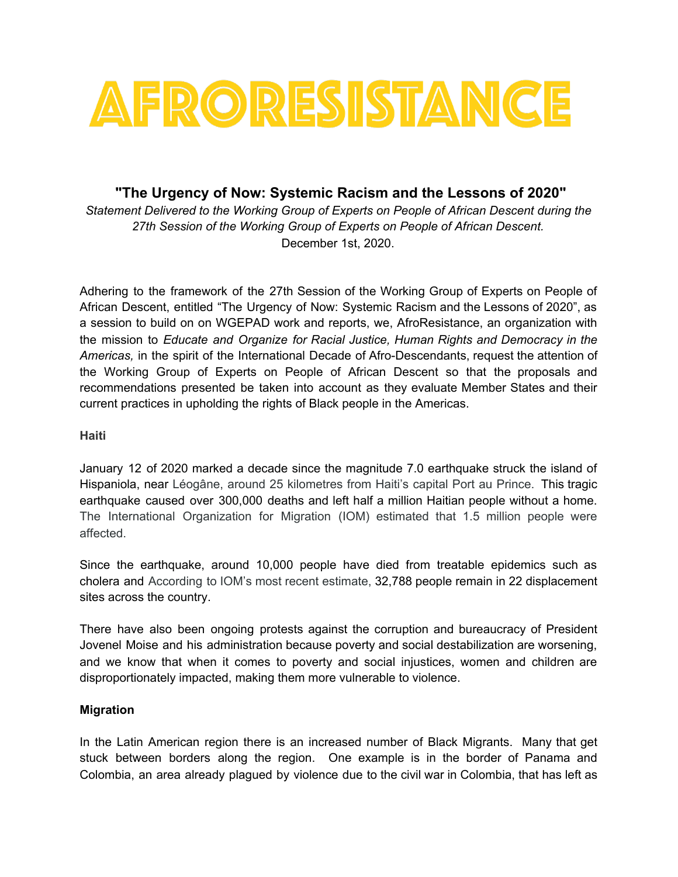# AFRORESISTANCE

## "The Urgency of Now: Systemic Racism and the Lessons of 2020"

*Statement Delivered to the Working Group of Experts on People of African Descent during the 27th Session of the Working Group of Experts on People of African Descent.*
December 1st, 2020.

Adhering to the framework of the 27th Session of the Working Group of Experts on People of African Descent, entitled "The Urgency of Now: Systemic Racism and the Lessons of 2020", as a session to build on on WGEPAD work and reports, we, AfroResistance, an organization with the mission to *Educate and Organize for Racial Justice, Human Rights and Democracy in the Americas,* in the spirit of the International Decade of Afro-Descendants, request the attention of the Working Group of Experts on People of African Descent so that the proposals and recommendations presented be taken into account as they evaluate Member States and their current practices in upholding the rights of Black people in the Americas.

**Haiti**

January 12 of 2020 marked a decade since the magnitude 7.0 earthquake struck the island of Hispaniola, near Léogâne, around 25 kilometres from Haiti's capital Port au Prince. This tragic earthquake caused over 300,000 deaths and left half a million Haitian people without a home. The International Organization for Migration (IOM) estimated that 1.5 million people were affected.

Since the earthquake, around 10,000 people have died from treatable epidemics such as cholera and According to IOM's most recent estimate, 32,788 people remain in 22 displacement sites across the country.

There have also been ongoing protests against the corruption and bureaucracy of President Jovenel Moise and his administration because poverty and social destabilization are worsening, and we know that when it comes to poverty and social injustices, women and children are disproportionately impacted, making them more vulnerable to violence.

**Migration**

In the Latin American region there is an increased number of Black Migrants. Many that get stuck between borders along the region. One example is in the border of Panama and Colombia, an area already plagued by violence due to the civil war in Colombia, that has left as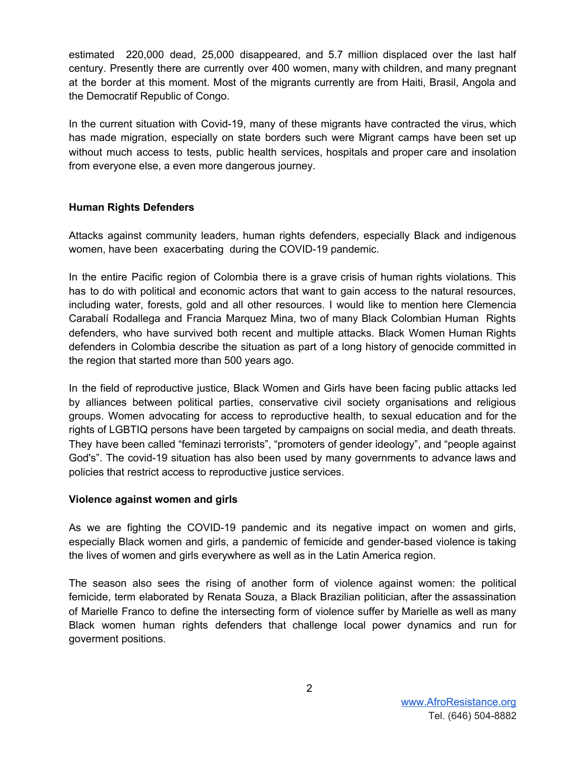estimated 220,000 dead, 25,000 disappeared, and 5.7 million displaced over the last half century. Presently there are currently over 400 women, many with children, and many pregnant at the border at this moment. Most of the migrants currently are from Haiti, Brasil, Angola and the Democratif Republic of Congo.

In the current situation with Covid-19, many of these migrants have contracted the virus, which has made migration, especially on state borders such were Migrant camps have been set up without much access to tests, public health services, hospitals and proper care and insolation from everyone else, a even more dangerous journey.

**Human Rights Defenders**

Attacks against community leaders, human rights defenders, especially Black and indigenous women, have been exacerbating during the COVID-19 pandemic.

In the entire Pacific region of Colombia there is a grave crisis of human rights violations. This has to do with political and economic actors that want to gain access to the natural resources, including water, forests, gold and all other resources. I would like to mention here Clemencia Carabalí Rodallega and Francia Marquez Mina, two of many Black Colombian Human Rights defenders, who have survived both recent and multiple attacks. Black Women Human Rights defenders in Colombia describe the situation as part of a long history of genocide committed in the region that started more than 500 years ago.

In the field of reproductive justice, Black Women and Girls have been facing public attacks led by alliances between political parties, conservative civil society organisations and religious groups. Women advocating for access to reproductive health, to sexual education and for the rights of LGBTIQ persons have been targeted by campaigns on social media, and death threats. They have been called "feminazi terrorists", "promoters of gender ideology", and "people against God's". The covid-19 situation has also been used by many governments to advance laws and policies that restrict access to reproductive justice services.

**Violence against women and girls**

As we are fighting the COVID-19 pandemic and its negative impact on women and girls, especially Black women and girls, a pandemic of femicide and gender-based violence is taking the lives of women and girls everywhere as well as in the Latin America region.

The season also sees the rising of another form of violence against women: the political femicide, term elaborated by Renata Souza, a Black Brazilian politician, after the assassination of Marielle Franco to define the intersecting form of violence suffer by Marielle as well as many Black women human rights defenders that challenge local power dynamics and run for goverment positions.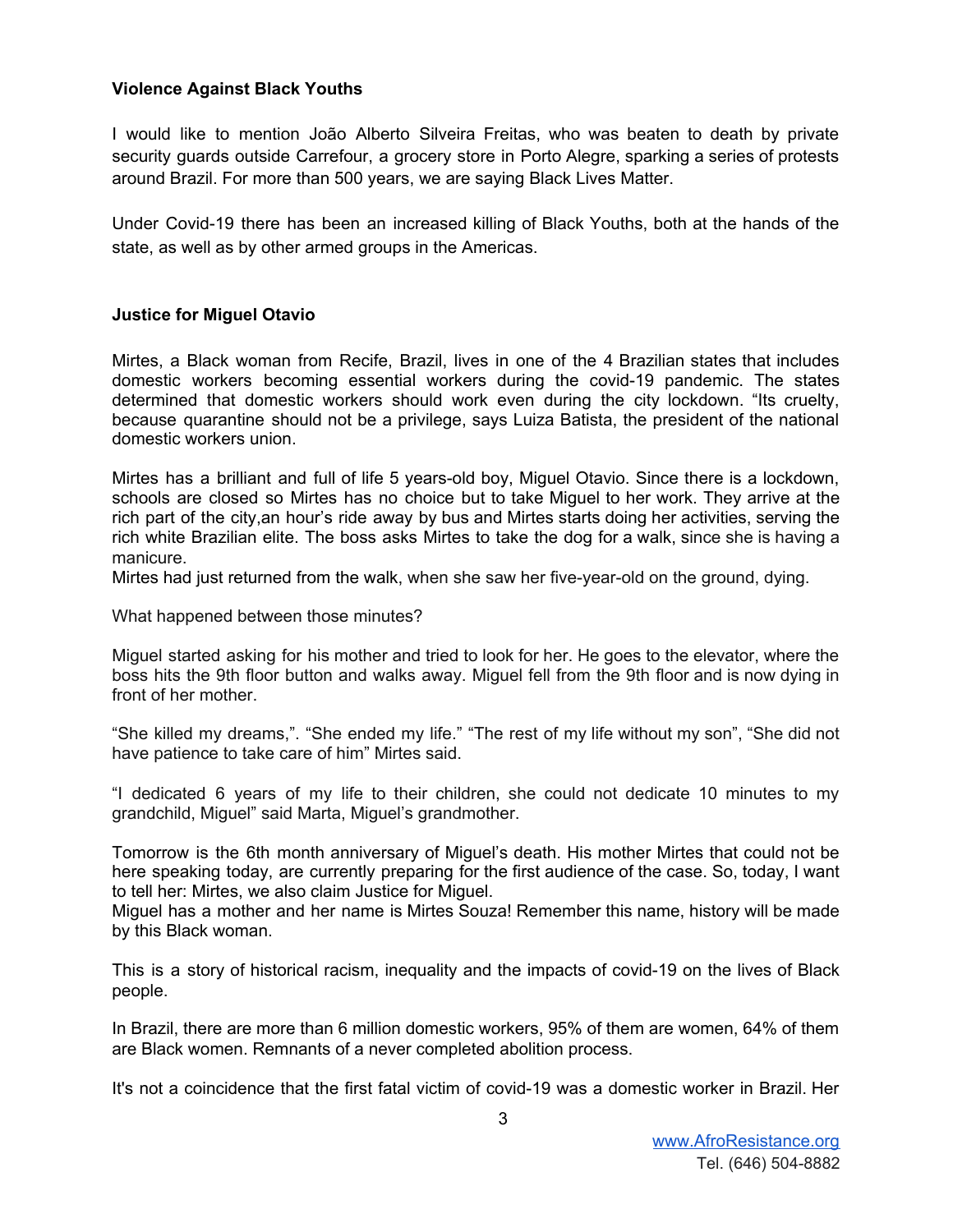**Violence Against Black Youths**

I would like to mention João Alberto Silveira Freitas, who was beaten to death by private security guards outside Carrefour, a grocery store in Porto Alegre, sparking a series of protests around Brazil. For more than 500 years, we are saying Black Lives Matter.

Under Covid-19 there has been an increased killing of Black Youths, both at the hands of the state, as well as by other armed groups in the Americas.

**Justice for Miguel Otavio**

Mirtes, a Black woman from Recife, Brazil, lives in one of the 4 Brazilian states that includes domestic workers becoming essential workers during the covid-19 pandemic. The states determined that domestic workers should work even during the city lockdown. "Its cruelty, because quarantine should not be a privilege, says Luiza Batista, the president of the national domestic workers union.

Mirtes has a brilliant and full of life 5 years-old boy, Miguel Otavio. Since there is a lockdown, schools are closed so Mirtes has no choice but to take Miguel to her work. They arrive at the rich part of the city,an hour's ride away by bus and Mirtes starts doing her activities, serving the rich white Brazilian elite. The boss asks Mirtes to take the dog for a walk, since she is having a manicure.
Mirtes had just returned from the walk, when she saw her five-year-old on the ground, dying.

What happened between those minutes?

Miguel started asking for his mother and tried to look for her. He goes to the elevator, where the boss hits the 9th floor button and walks away. Miguel fell from the 9th floor and is now dying in front of her mother.

"She killed my dreams,". "She ended my life." "The rest of my life without my son", "She did not have patience to take care of him" Mirtes said.

"I dedicated 6 years of my life to their children, she could not dedicate 10 minutes to my grandchild, Miguel" said Marta, Miguel's grandmother.

Tomorrow is the 6th month anniversary of Miguel's death. His mother Mirtes that could not be here speaking today, are currently preparing for the first audience of the case. So, today, I want to tell her: Mirtes, we also claim Justice for Miguel.
Miguel has a mother and her name is Mirtes Souza! Remember this name, history will be made by this Black woman.

This is a story of historical racism, inequality and the impacts of covid-19 on the lives of Black people.

In Brazil, there are more than 6 million domestic workers, 95% of them are women, 64% of them are Black women. Remnants of a never completed abolition process.

It's not a coincidence that the first fatal victim of covid-19 was a domestic worker in Brazil. Her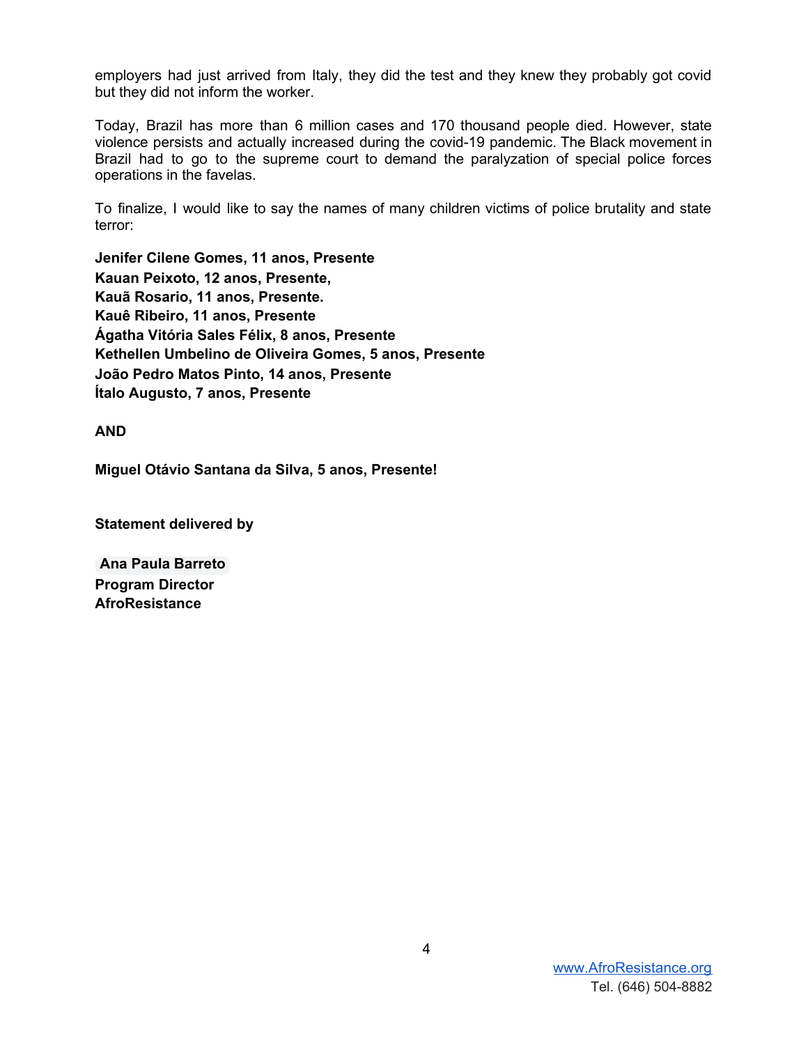employers had just arrived from Italy, they did the test and they knew they probably got covid but they did not inform the worker.

Today, Brazil has more than 6 million cases and 170 thousand people died. However, state violence persists and actually increased during the covid-19 pandemic. The Black movement in Brazil had to go to the supreme court to demand the paralyzation of special police forces operations in the favelas.

To finalize, I would like to say the names of many children victims of police brutality and state terror:

**Jenifer Cilene Gomes, 11 anos, Presente**
**Kauan Peixoto, 12 anos, Presente,**
**Kauã Rosario, 11 anos, Presente.**
**Kauê Ribeiro, 11 anos, Presente**
**Ágatha Vitória Sales Félix, 8 anos, Presente**
**Kethellen Umbelino de Oliveira Gomes, 5 anos, Presente**
**João Pedro Matos Pinto, 14 anos, Presente**
**Ítalo Augusto, 7 anos, Presente**

**AND**

**Miguel Otávio Santana da Silva, 5 anos, Presente!**

**Statement delivered by**

**Ana Paula Barreto**
**Program Director**
**AfroResistance**

www.AfroResistance.org
Tel. (646) 504-8882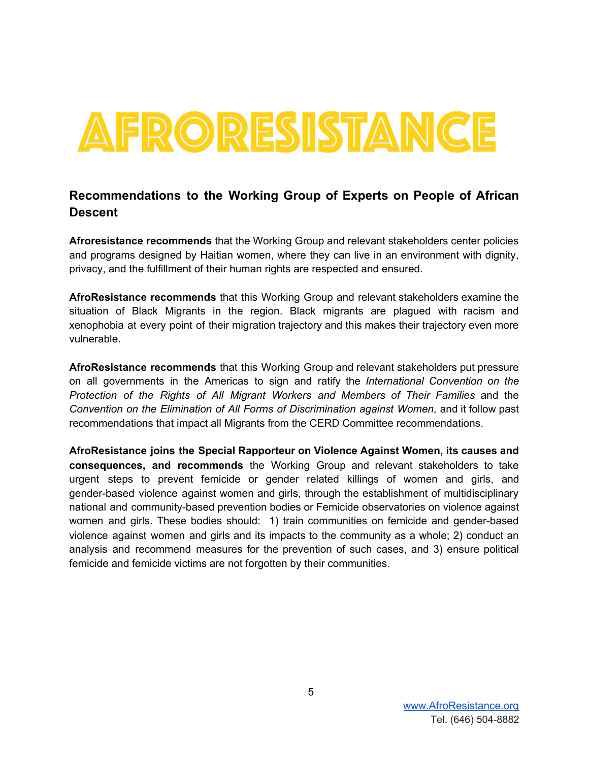# AFRORESISTANCE

## Recommendations to the Working Group of Experts on People of African Descent

**Afroresistance recommends** that the Working Group and relevant stakeholders center policies and programs designed by Haitian women, where they can live in an environment with dignity, privacy, and the fulfillment of their human rights are respected and ensured.

**AfroResistance recommends** that this Working Group and relevant stakeholders examine the situation of Black Migrants in the region. Black migrants are plagued with racism and xenophobia at every point of their migration trajectory and this makes their trajectory even more vulnerable.

**AfroResistance recommends** that this Working Group and relevant stakeholders put pressure on all governments in the Americas to sign and ratify the *International Convention on the Protection of the Rights of All Migrant Workers and Members of Their Families* and the *Convention on the Elimination of All Forms of Discrimination against Women*, and it follow past recommendations that impact all Migrants from the CERD Committee recommendations.

**AfroResistance joins the Special Rapporteur on Violence Against Women, its causes and consequences, and recommends** the Working Group and relevant stakeholders to take urgent steps to prevent femicide or gender related killings of women and girls, and gender-based violence against women and girls, through the establishment of multidisciplinary national and community-based prevention bodies or Femicide observatories on violence against women and girls. These bodies should: 1) train communities on femicide and gender-based violence against women and girls and its impacts to the community as a whole; 2) conduct an analysis and recommend measures for the prevention of such cases, and 3) ensure political femicide and femicide victims are not forgotten by their communities.

www.AfroResistance.org
Tel. (646) 504-8882